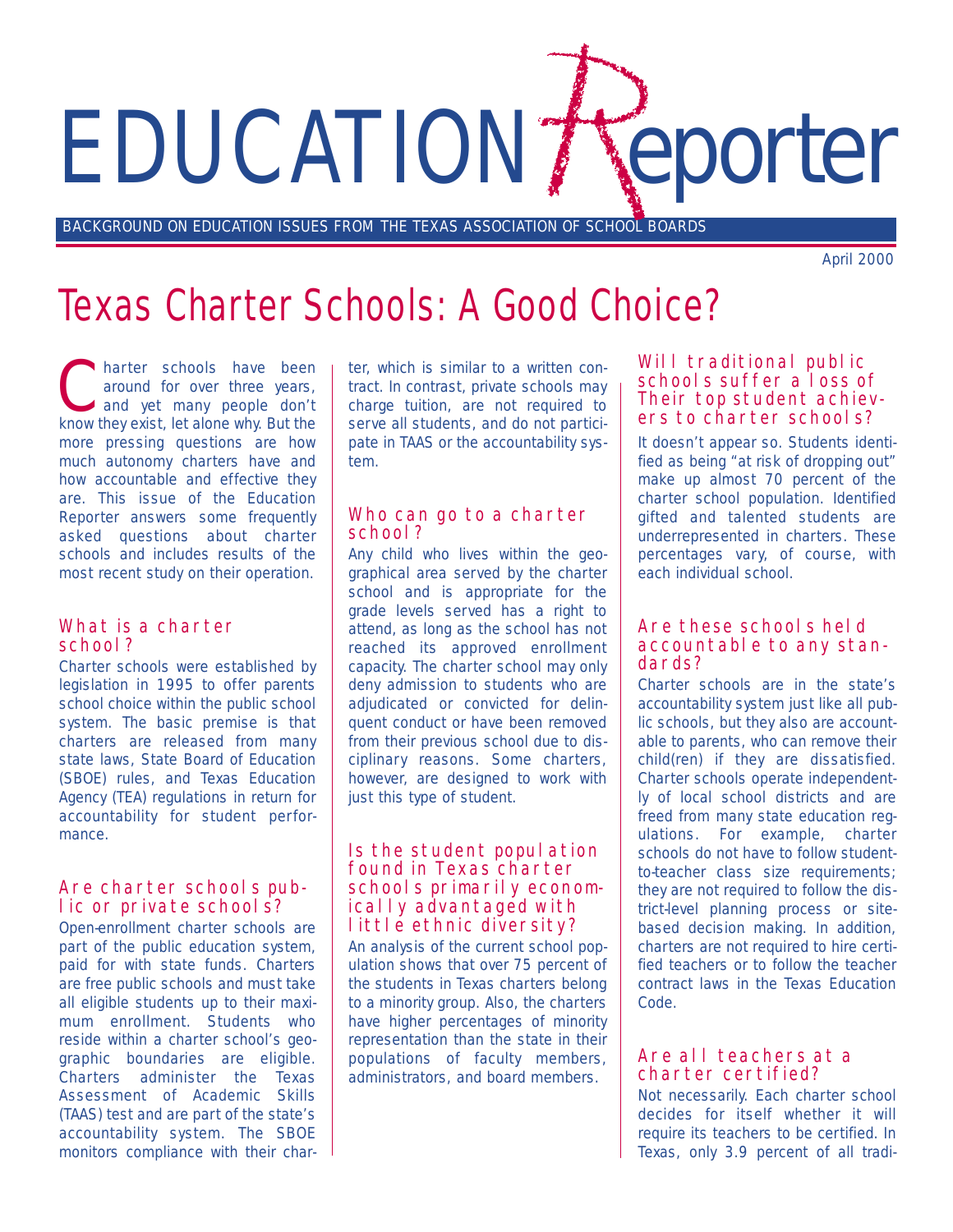# EDUCATION Reporter

BACKGROUND ON EDUCATION ISSUES FROM THE TEXAS ASSOCIATION OF SCHOOL BOARDS

April 2000

# Texas Charter Schools: A Good Choice?

Charter schools have been around for over three years, and yet many people don't know they exist, let alone why. But the more pressing questions are how much autonomy charters have and how accountable and effective they are. This issue of the Education Reporter answers some frequently asked questions about charter schools and includes results of the most recent study on their operation.

## What is a charter school?

Charter schools were established by legislation in 1995 to offer parents school choice within the public school system. The basic premise is that charters are released from many state laws, State Board of Education (SBOE) rules, and Texas Education Agency (TEA) regulations in return for accountability for student performance.

## Are charter schools public or private schools?

Open-enrollment charter schools are part of the public education system, paid for with state funds. Charters are free public schools and must take all eligible students up to their maximum enrollment. Students who reside within a charter school's geographic boundaries are eligible. Charters administer the Texas Assessment of Academic Skills (TAAS) test and are part of the state's accountability system. The SBOE monitors compliance with their charter, which is similar to a written contract. In contrast, private schools may charge tuition, are not required to serve all students, and do not participate in TAAS or the accountability system.

## Who can go to a charter school?

Any child who lives within the geographical area served by the charter school and is appropriate for the grade levels served has a right to attend, as long as the school has not reached its approved enrollment capacity. The charter school may only deny admission to students who are adjudicated or convicted for delinquent conduct or have been removed from their previous school due to disciplinary reasons. Some charters, however, are designed to work with just this type of student.

## Is the student population found in Texas charter schools primarily economically advantaged with little ethnic diversity?

An analysis of the current school population shows that over 75 percent of the students in Texas charters belong to a minority group. Also, the charters have higher percentages of minority representation than the state in their populations of faculty members, administrators, and board members.

## Will traditional public schools suffer a loss of Their top student achievers to charter schools?

It doesn't appear so. Students identified as being "at risk of dropping out" make up almost 70 percent of the charter school population. Identified gifted and talented students are underrepresented in charters. These percentages vary, of course, with each individual school.

## Are these schools held accountable to any standards?

Charter schools are in the state's accountability system just like all public schools, but they also are accountable to parents, who can remove their child(ren) if they are dissatisfied. Charter schools operate independently of local school districts and are freed from many state education regulations. For example, charter schools do not have to follow student-to-teacher class size requirements; they are not required to follow the district-level planning process or site-based decision making. In addition, charters are not required to hire certified teachers or to follow the teacher contract laws in the Texas Education Code.

## Are all teachers at a charter certified?

Not necessarily. Each charter school decides for itself whether it will require its teachers to be certified. In Texas, only 3.9 percent of all tradi-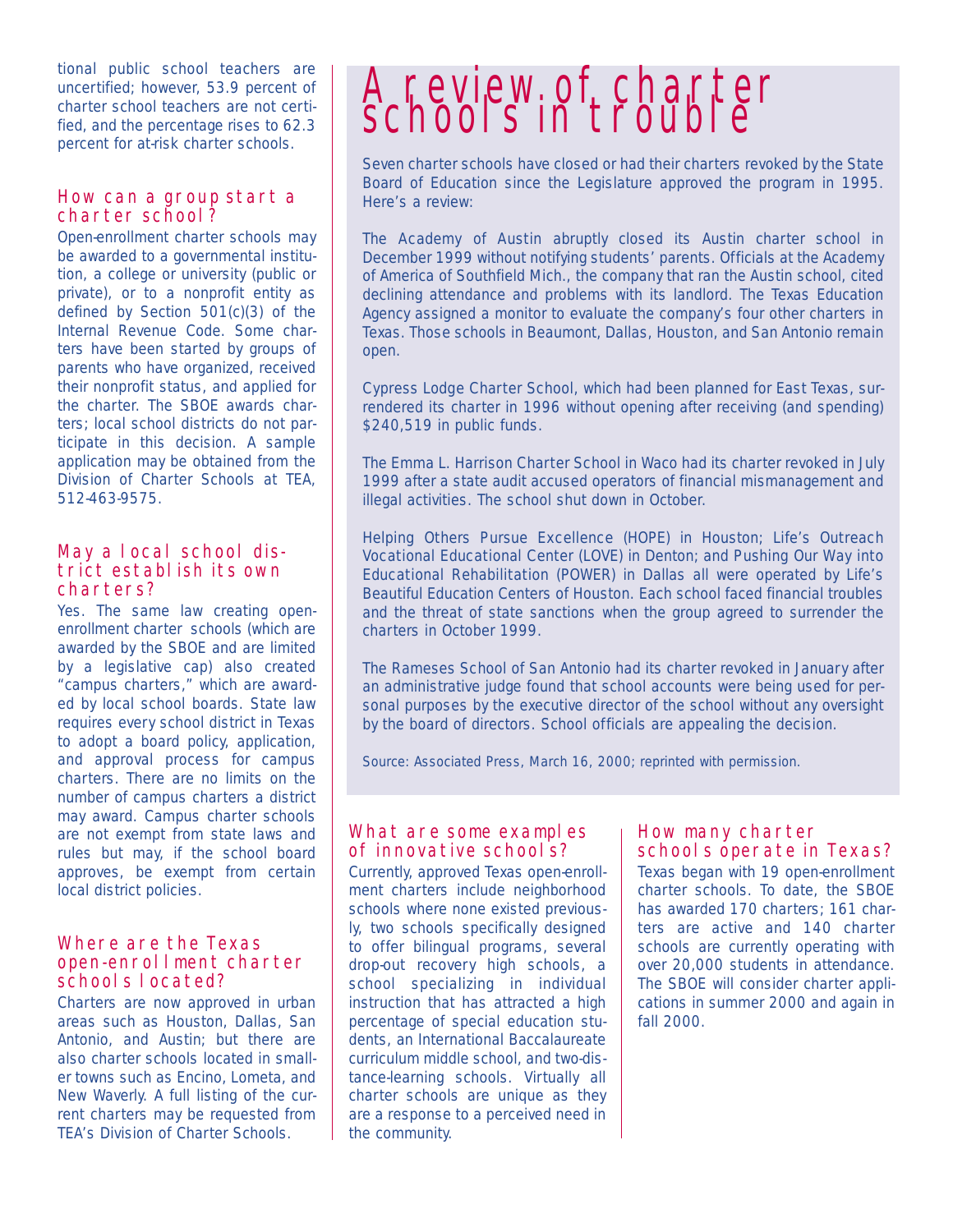tional public school teachers are uncertified; however, 53.9 percent of charter school teachers are not certified, and the percentage rises to 62.3 percent for at-risk charter schools.

### How can a group start a charter school?

Open-enrollment charter schools may be awarded to a governmental institution, a college or university (public or private), or to a nonprofit entity as defined by Section 501(c)(3) of the Internal Revenue Code. Some charters have been started by groups of parents who have organized, received their nonprofit status, and applied for the charter. The SBOE awards charters; local school districts do not participate in this decision. A sample application may be obtained from the Division of Charter Schools at TEA, 512-463-9575.

### May a local school district establish its own charters?

Yes. The same law creating open-enrollment charter schools (which are awarded by the SBOE and are limited by a legislative cap) also created "campus charters," which are awarded by local school boards. State law requires every school district in Texas to adopt a board policy, application, and approval process for campus charters. There are no limits on the number of campus charters a district may award. Campus charter schools are not exempt from state laws and rules but may, if the school board approves, be exempt from certain local district policies.

### Where are the Texas open-enrollment charter schools located?

Charters are now approved in urban areas such as Houston, Dallas, San Antonio, and Austin; but there are also charter schools located in smaller towns such as Encino, Lometa, and New Waverly. A full listing of the current charters may be requested from TEA's Division of Charter Schools.

## A review of charter schools in trouble

Seven charter schools have closed or had their charters revoked by the State Board of Education since the Legislature approved the program in 1995. Here's a review:

The Academy of Austin abruptly closed its Austin charter school in December 1999 without notifying students' parents. Officials at the Academy of America of Southfield Mich., the company that ran the Austin school, cited declining attendance and problems with its landlord. The Texas Education Agency assigned a monitor to evaluate the company's four other charters in Texas. Those schools in Beaumont, Dallas, Houston, and San Antonio remain open.

Cypress Lodge Charter School, which had been planned for East Texas, surrendered its charter in 1996 without opening after receiving (and spending) $240,519 in public funds.

The Emma L. Harrison Charter School in Waco had its charter revoked in July 1999 after a state audit accused operators of financial mismanagement and illegal activities. The school shut down in October.

Helping Others Pursue Excellence (HOPE) in Houston; Life's Outreach Vocational Educational Center (LOVE) in Denton; and Pushing Our Way into Educational Rehabilitation (POWER) in Dallas all were operated by Life's Beautiful Education Centers of Houston. Each school faced financial troubles and the threat of state sanctions when the group agreed to surrender the charters in October 1999.

The Rameses School of San Antonio had its charter revoked in January after an administrative judge found that school accounts were being used for personal purposes by the executive director of the school without any oversight by the board of directors. School officials are appealing the decision.

Source: Associated Press, March 16, 2000; reprinted with permission.

### What are some examples of innovative schools?

Currently, approved Texas open-enrollment charters include neighborhood schools where none existed previously, two schools specifically designed to offer bilingual programs, several drop-out recovery high schools, a school specializing in individual instruction that has attracted a high percentage of special education students, an International Baccalaureate curriculum middle school, and two-distance-learning schools. Virtually all charter schools are unique as they are a response to a perceived need in the community.

### How many charter schools operate in Texas?

Texas began with 19 open-enrollment charter schools. To date, the SBOE has awarded 170 charters; 161 charters are active and 140 charter schools are currently operating with over 20,000 students in attendance. The SBOE will consider charter applications in summer 2000 and again in fall 2000.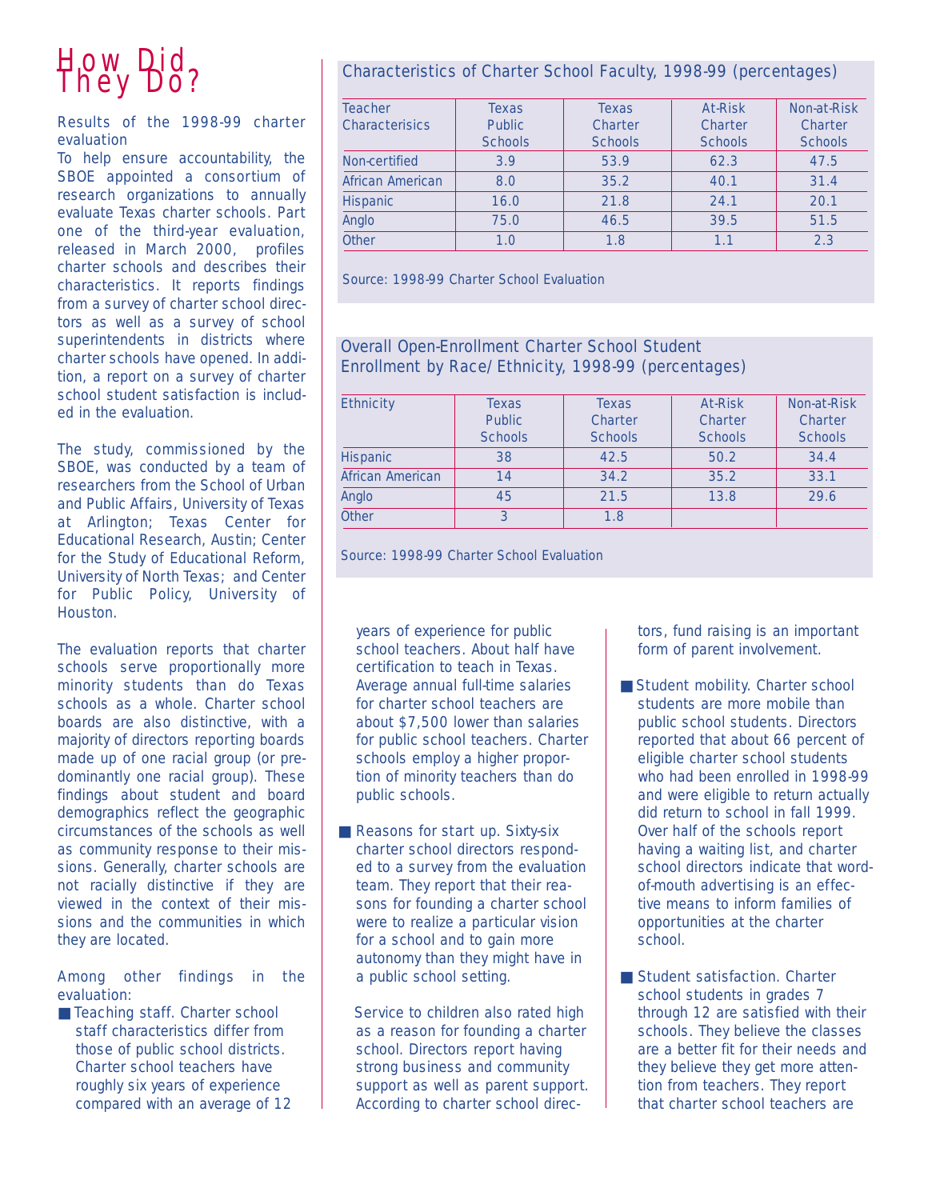# How Did They Do?

Results of the 1998-99 charter evaluation

To help ensure accountability, the SBOE appointed a consortium of research organizations to annually evaluate Texas charter schools. Part one of the third-year evaluation, released in March 2000, profiles charter schools and describes their characteristics. It reports findings from a survey of charter school directors as well as a survey of school superintendents in districts where charter schools have opened. In addition, a report on a survey of charter school student satisfaction is included in the evaluation.

The study, commissioned by the SBOE, was conducted by a team of researchers from the School of Urban and Public Affairs, University of Texas at Arlington; Texas Center for Educational Research, Austin; Center for the Study of Educational Reform, University of North Texas; and Center for Public Policy, University of Houston.

The evaluation reports that charter schools serve proportionally more minority students than do Texas schools as a whole. Charter school boards are also distinctive, with a majority of directors reporting boards made up of one racial group (or predominantly one racial group). These findings about student and board demographics reflect the geographic circumstances of the schools as well as community response to their missions. Generally, charter schools are not racially distinctive if they are viewed in the context of their missions and the communities in which they are located.

Among other findings in the evaluation:

- Teaching staff. Charter school staff characteristics differ from those of public school districts. Charter school teachers have roughly six years of experience compared with an average of 12 years of experience for public school teachers. About half have certification to teach in Texas. Average annual full-time salaries for charter school teachers are about $7,500 lower than salaries for public school teachers. Charter schools employ a higher proportion of minority teachers than do public schools.

- Reasons for start up. Sixty-six charter school directors responded to a survey from the evaluation team. They report that their reasons for founding a charter school were to realize a particular vision for a school and to gain more autonomy than they might have in a public school setting.

  Service to children also rated high as a reason for founding a charter school. Directors report having strong business and community support as well as parent support. According to charter school directors, fund raising is an important form of parent involvement.

- Student mobility. Charter school students are more mobile than public school students. Directors reported that about 66 percent of eligible charter school students who had been enrolled in 1998-99 and were eligible to return actually did return to school in fall 1999. Over half of the schools report having a waiting list, and charter school directors indicate that word-of-mouth advertising is an effective means to inform families of opportunities at the charter school.

- Student satisfaction. Charter school students in grades 7 through 12 are satisfied with their schools. They believe the classes are a better fit for their needs and they believe they get more attention from teachers. They report that charter school teachers are

### Characteristics of Charter School Faculty, 1998-99 (percentages)

| Teacher Characterisics | Texas Public Schools | Texas Charter Schools | At-Risk Charter Schools | Non-at-Risk Charter Schools |
|---|---|---|---|---|
| Non-certified | 3.9 | 53.9 | 62.3 | 47.5 |
| African American | 8.0 | 35.2 | 40.1 | 31.4 |
| Hispanic | 16.0 | 21.8 | 24.1 | 20.1 |
| Anglo | 75.0 | 46.5 | 39.5 | 51.5 |
| Other | 1.0 | 1.8 | 1.1 | 2.3 |

Source: 1998-99 Charter School Evaluation

### Overall Open-Enrollment Charter School Student Enrollment by Race/Ethnicity, 1998-99 (percentages)

| Ethnicity | Texas Public Schools | Texas Charter Schools | At-Risk Charter Schools | Non-at-Risk Charter Schools |
|---|---|---|---|---|
| Hispanic | 38 | 42.5 | 50.2 | 34.4 |
| African American | 14 | 34.2 | 35.2 | 33.1 |
| Anglo | 45 | 21.5 | 13.8 | 29.6 |
| Other | 3 | 1.8 | | |

Source: 1998-99 Charter School Evaluation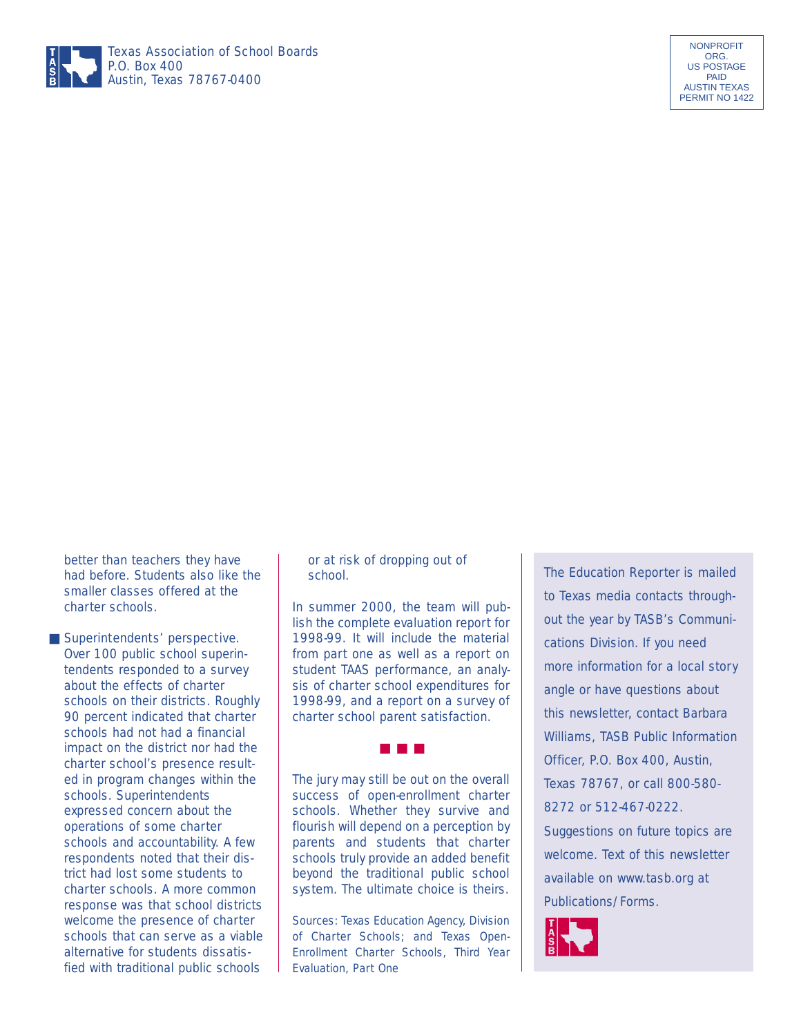Texas Association of School Boards
P.O. Box 400
Austin, Texas 78767-0400

NONPROFIT ORG.
US POSTAGE PAID
AUSTIN TEXAS
PERMIT NO 1422

better than teachers they have had before. Students also like the smaller classes offered at the charter schools.

- Superintendents' perspective. Over 100 public school superintendents responded to a survey about the effects of charter schools on their districts. Roughly 90 percent indicated that charter schools had not had a financial impact on the district nor had the charter school's presence resulted in program changes within the schools. Superintendents expressed concern about the operations of some charter schools and accountability. A few respondents noted that their district had lost some students to charter schools. A more common response was that school districts welcome the presence of charter schools that can serve as a viable alternative for students dissatisfied with traditional public schools or at risk of dropping out of school.

In summer 2000, the team will publish the complete evaluation report for 1998-99. It will include the material from part one as well as a report on student TAAS performance, an analysis of charter school expenditures for 1998-99, and a report on a survey of charter school parent satisfaction.

■ ■ ■

The jury may still be out on the overall success of open-enrollment charter schools. Whether they survive and flourish will depend on a perception by parents and students that charter schools truly provide an added benefit beyond the traditional public school system. The ultimate choice is theirs.

Sources: Texas Education Agency, Division of Charter Schools; and Texas Open-Enrollment Charter Schools, Third Year Evaluation, Part One

The Education Reporter is mailed to Texas media contacts throughout the year by TASB's Communications Division. If you need more information for a local story angle or have questions about this newsletter, contact Barbara Williams, TASB Public Information Officer, P.O. Box 400, Austin, Texas 78767, or call 800-580-8272 or 512-467-0222. Suggestions on future topics are welcome. Text of this newsletter available on www.tasb.org at Publications/Forms.